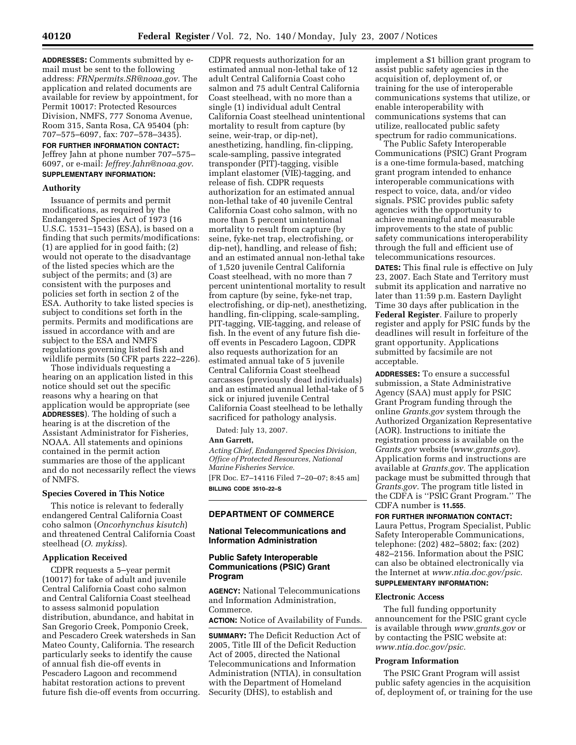**ADDRESSES:** Comments submitted by e-mail must be sent to the following address: *FRNpermits.SR@noaa.gov*. The application and related documents are available for review by appointment, for Permit 10017: Protected Resources Division, NMFS, 777 Sonoma Avenue, Room 315, Santa Rosa, CA 95404 (ph: 707–575–6097, fax: 707–578–3435).

**FOR FURTHER INFORMATION CONTACT:** Jeffrey Jahn at phone number 707–575–6097, or e-mail: *Jeffrey.Jahn@noaa.gov*.

**SUPPLEMENTARY INFORMATION:**

### Authority

Issuance of permits and permit modifications, as required by the Endangered Species Act of 1973 (16 U.S.C. 1531–1543) (ESA), is based on a finding that such permits/modifications: (1) are applied for in good faith; (2) would not operate to the disadvantage of the listed species which are the subject of the permits; and (3) are consistent with the purposes and policies set forth in section 2 of the ESA. Authority to take listed species is subject to conditions set forth in the permits. Permits and modifications are issued in accordance with and are subject to the ESA and NMFS regulations governing listed fish and wildlife permits (50 CFR parts 222–226).

Those individuals requesting a hearing on an application listed in this notice should set out the specific reasons why a hearing on that application would be appropriate (see **ADDRESSES**). The holding of such a hearing is at the discretion of the Assistant Administrator for Fisheries, NOAA. All statements and opinions contained in the permit action summaries are those of the applicant and do not necessarily reflect the views of NMFS.

### Species Covered in This Notice

This notice is relevant to federally endangered Central California Coast coho salmon (*Oncorhynchus kisutch*) and threatened Central California Coast steelhead (*O. mykiss*).

### Application Received

CDPR requests a 5–year permit (10017) for take of adult and juvenile Central California Coast coho salmon and Central California Coast steelhead to assess salmonid population distribution, abundance, and habitat in San Gregorio Creek, Pomponio Creek, and Pescadero Creek watersheds in San Mateo County, California. The research particularly seeks to identify the cause of annual fish die-off events in Pescadero Lagoon and recommend habitat restoration actions to prevent future fish die-off events from occurring. CDPR requests authorization for an estimated annual non-lethal take of 12 adult Central California Coast coho salmon and 75 adult Central California Coast steelhead, with no more than a single (1) individual adult Central California Coast steelhead unintentional mortality to result from capture (by seine, weir-trap, or dip-net), anesthetizing, handling, fin-clipping, scale-sampling, passive integrated transponder (PIT)-tagging, visible implant elastomer (VIE)-tagging, and release of fish. CDPR requests authorization for an estimated annual non-lethal take of 40 juvenile Central California Coast coho salmon, with no more than 5 percent unintentional mortality to result from capture (by seine, fyke-net trap, electrofishing, or dip-net), handling, and release of fish; and an estimated annual non-lethal take of 1,520 juvenile Central California Coast steelhead, with no more than 7 percent unintentional mortality to result from capture (by seine, fyke-net trap, electrofishing, or dip-net), anesthetizing, handling, fin-clipping, scale-sampling, PIT-tagging, VIE-tagging, and release of fish. In the event of any future fish die-off events in Pescadero Lagoon, CDPR also requests authorization for an estimated annual take of 5 juvenile Central California Coast steelhead carcasses (previously dead individuals) and an estimated annual lethal-take of 5 sick or injured juvenile Central California Coast steelhead to be lethally sacrificed for pathology analysis.

Dated: July 13, 2007.

**Ann Garrett,**

*Acting Chief, Endangered Species Division, Office of Protected Resources, National Marine Fisheries Service.*

[FR Doc. E7–14116 Filed 7–20–07; 8:45 am]

**BILLING CODE 3510–22–S**

## DEPARTMENT OF COMMERCE

### National Telecommunications and Information Administration

### Public Safety Interoperable Communications (PSIC) Grant Program

**AGENCY:** National Telecommunications and Information Administration, Commerce.

**ACTION:** Notice of Availability of Funds.

**SUMMARY:** The Deficit Reduction Act of 2005, Title III of the Deficit Reduction Act of 2005, directed the National Telecommunications and Information Administration (NTIA), in consultation with the Department of Homeland Security (DHS), to establish and implement a $1 billion grant program to assist public safety agencies in the acquisition of, deployment of, or training for the use of interoperable communications systems that utilize, or enable interoperability with communications systems that can utilize, reallocated public safety spectrum for radio communications.

The Public Safety Interoperable Communications (PSIC) Grant Program is a one-time formula-based, matching grant program intended to enhance interoperable communications with respect to voice, data, and/or video signals. PSIC provides public safety agencies with the opportunity to achieve meaningful and measurable improvements to the state of public safety communications interoperability through the full and efficient use of telecommunications resources.

**DATES:** This final rule is effective on July 23, 2007. Each State and Territory must submit its application and narrative no later than 11:59 p.m. Eastern Daylight Time 30 days after publication in the **Federal Register**. Failure to properly register and apply for PSIC funds by the deadlines will result in forfeiture of the grant opportunity. Applications submitted by facsimile are not acceptable.

**ADDRESSES:** To ensure a successful submission, a State Administrative Agency (SAA) must apply for PSIC Grant Program funding through the online *Grants.gov* system through the Authorized Organization Representative (AOR). Instructions to initiate the registration process is available on the *Grants.gov* website (*www.grants.gov*). Application forms and instructions are available at *Grants.gov.* The application package must be submitted through that *Grants.gov.* The program title listed in the CDFA is ''PSIC Grant Program.'' The CDFA number is **11.555**.

**FOR FURTHER INFORMATION CONTACT:** Laura Pettus, Program Specialist, Public Safety Interoperable Communications, telephone: (202) 482–5802; fax: (202) 482–2156. Information about the PSIC can also be obtained electronically via the Internet at *www.ntia.doc.gov/psic.*

**SUPPLEMENTARY INFORMATION:**

### Electronic Access

The full funding opportunity announcement for the PSIC grant cycle is available through *www.grants.gov* or by contacting the PSIC website at: *www.ntia.doc.gov/psic.*

### Program Information

The PSIC Grant Program will assist public safety agencies in the acquisition of, deployment of, or training for the use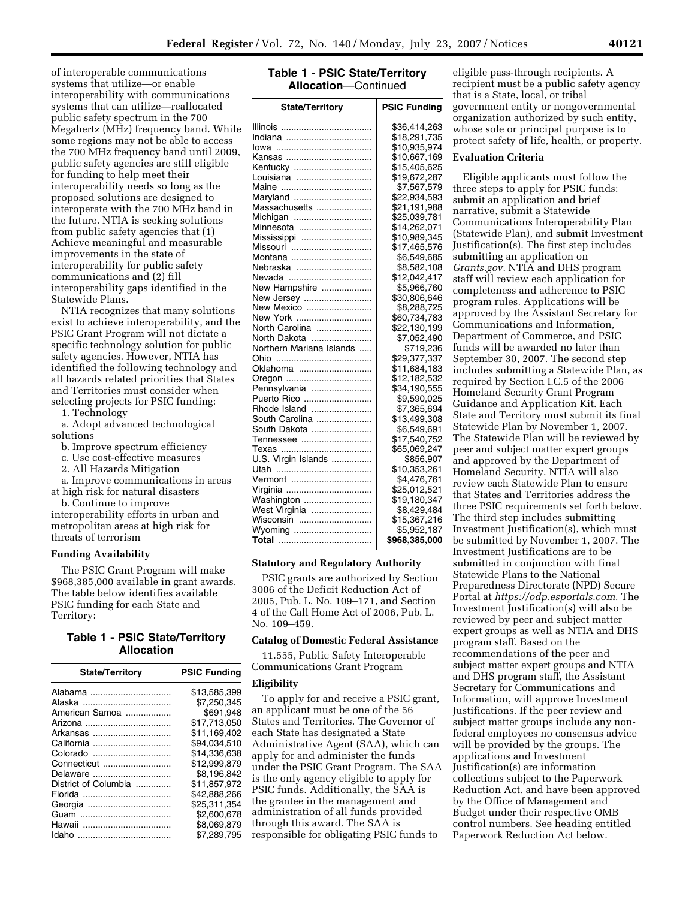of interoperable communications systems that utilize—or enable interoperability with communications systems that can utilize—reallocated public safety spectrum in the 700 Megahertz (MHz) frequency band. While some regions may not be able to access the 700 MHz frequency band until 2009, public safety agencies are still eligible for funding to help meet their interoperability needs so long as the proposed solutions are designed to interoperate with the 700 MHz band in the future. NTIA is seeking solutions from public safety agencies that (1) Achieve meaningful and measurable improvements in the state of interoperability for public safety communications and (2) fill interoperability gaps identified in the Statewide Plans.

NTIA recognizes that many solutions exist to achieve interoperability, and the PSIC Grant Program will not dictate a specific technology solution for public safety agencies. However, NTIA has identified the following technology and all hazards related priorities that States and Territories must consider when selecting projects for PSIC funding:

1. Technology

a. Adopt advanced technological solutions

b. Improve spectrum efficiency

c. Use cost-effective measures

2. All Hazards Mitigation

a. Improve communications in areas at high risk for natural disasters

b. Continue to improve interoperability efforts in urban and metropolitan areas at high risk for threats of terrorism

**Funding Availability**

The PSIC Grant Program will make $968,385,000 available in grant awards. The table below identifies available PSIC funding for each State and Territory:

**Table 1 - PSIC State/Territory Allocation**

| State/Territory | PSIC Funding |
|---|---|
| Alabama | $13,585,399 |
| Alaska | $7,250,345 |
| American Samoa | $691,948 |
| Arizona | $17,713,050 |
| Arkansas | $11,169,402 |
| California | $94,034,510 |
| Colorado | $14,336,638 |
| Connecticut | $12,999,879 |
| Delaware | $8,196,842 |
| District of Columbia | $11,857,972 |
| Florida | $42,888,266 |
| Georgia | $25,311,354 |
| Guam | $2,600,678 |
| Hawaii | $8,069,879 |
| Idaho | $7,289,795 |
| Illinois | $36,414,263 |
| Indiana | $18,291,735 |
| Iowa | $10,935,974 |
| Kansas | $10,667,169 |
| Kentucky | $15,405,625 |
| Louisiana | $19,672,287 |
| Maine | $7,567,579 |
| Maryland | $22,934,593 |
| Massachusetts | $21,191,988 |
| Michigan | $25,039,781 |
| Minnesota | $14,262,071 |
| Mississippi | $10,989,345 |
| Missouri | $17,465,576 |
| Montana | $6,549,685 |
| Nebraska | $8,582,108 |
| Nevada | $12,042,417 |
| New Hampshire | $5,966,760 |
| New Jersey | $30,806,646 |
| New Mexico | $8,288,725 |
| New York | $60,734,783 |
| North Carolina | $22,130,199 |
| North Dakota | $7,052,490 |
| Northern Mariana Islands | $719,236 |
| Ohio | $29,377,337 |
| Oklahoma | $11,684,183 |
| Oregon | $12,182,532 |
| Pennsylvania | $34,190,555 |
| Puerto Rico | $9,590,025 |
| Rhode Island | $7,365,694 |
| South Carolina | $13,499,308 |
| South Dakota | $6,549,691 |
| Tennessee | $17,540,752 |
| Texas | $65,069,247 |
| U.S. Virgin Islands | $856,907 |
| Utah | $10,353,261 |
| Vermont | $4,476,761 |
| Virginia | $25,012,521 |
| Washington | $19,180,347 |
| West Virginia | $8,429,484 |
| Wisconsin | $15,367,216 |
| Wyoming | $5,952,187 |
| **Total** | **$968,385,000** |

**Statutory and Regulatory Authority**

PSIC grants are authorized by Section 3006 of the Deficit Reduction Act of 2005, Pub. L. No. 109–171, and Section 4 of the Call Home Act of 2006, Pub. L. No. 109–459.

**Catalog of Domestic Federal Assistance**

11.555, Public Safety Interoperable Communications Grant Program

**Eligibility**

To apply for and receive a PSIC grant, an applicant must be one of the 56 States and Territories. The Governor of each State has designated a State Administrative Agent (SAA), which can apply for and administer the funds under the PSIC Grant Program. The SAA is the only agency eligible to apply for PSIC funds. Additionally, the SAA is the grantee in the management and administration of all funds provided through this award. The SAA is responsible for obligating PSIC funds to eligible pass-through recipients. A recipient must be a public safety agency that is a State, local, or tribal government entity or nongovernmental organization authorized by such entity, whose sole or principal purpose is to protect safety of life, health, or property.

**Evaluation Criteria**

Eligible applicants must follow the three steps to apply for PSIC funds: submit an application and brief narrative, submit a Statewide Communications Interoperability Plan (Statewide Plan), and submit Investment Justification(s). The first step includes submitting an application on *Grants.gov*. NTIA and DHS program staff will review each application for completeness and adherence to PSIC program rules. Applications will be approved by the Assistant Secretary for Communications and Information, Department of Commerce, and PSIC funds will be awarded no later than September 30, 2007. The second step includes submitting a Statewide Plan, as required by Section I.C.5 of the 2006 Homeland Security Grant Program Guidance and Application Kit. Each State and Territory must submit its final Statewide Plan by November 1, 2007. The Statewide Plan will be reviewed by peer and subject matter expert groups and approved by the Department of Homeland Security. NTIA will also review each Statewide Plan to ensure that States and Territories address the three PSIC requirements set forth below. The third step includes submitting Investment Justification(s), which must be submitted by November 1, 2007. The Investment Justifications are to be submitted in conjunction with final Statewide Plans to the National Preparedness Directorate (NPD) Secure Portal at *https://odp.esportals.com.* The Investment Justification(s) will also be reviewed by peer and subject matter expert groups as well as NTIA and DHS program staff. Based on the recommendations of the peer and subject matter expert groups and NTIA and DHS program staff, the Assistant Secretary for Communications and Information, will approve Investment Justifications. If the peer review and subject matter groups include any non-federal employees no consensus advice will be provided by the groups. The applications and Investment Justification(s) are information collections subject to the Paperwork Reduction Act, and have been approved by the Office of Management and Budget under their respective OMB control numbers. See heading entitled Paperwork Reduction Act below.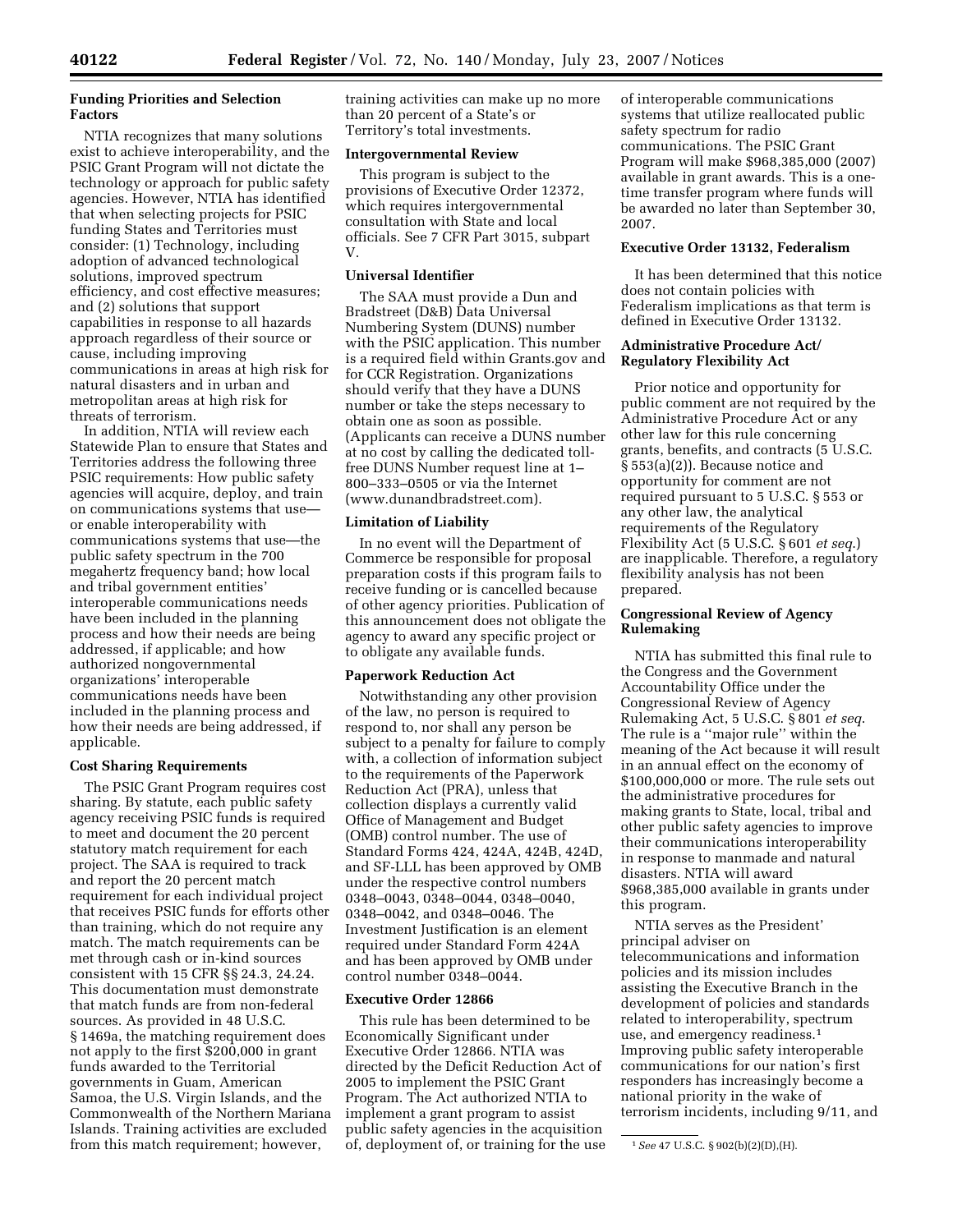**Funding Priorities and Selection Factors**

NTIA recognizes that many solutions exist to achieve interoperability, and the PSIC Grant Program will not dictate the technology or approach for public safety agencies. However, NTIA has identified that when selecting projects for PSIC funding States and Territories must consider: (1) Technology, including adoption of advanced technological solutions, improved spectrum efficiency, and cost effective measures; and (2) solutions that support capabilities in response to all hazards approach regardless of their source or cause, including improving communications in areas at high risk for natural disasters and in urban and metropolitan areas at high risk for threats of terrorism.

In addition, NTIA will review each Statewide Plan to ensure that States and Territories address the following three PSIC requirements: How public safety agencies will acquire, deploy, and train on communications systems that use—or enable interoperability with communications systems that use—the public safety spectrum in the 700 megahertz frequency band; how local and tribal government entities' interoperable communications needs have been included in the planning process and how their needs are being addressed, if applicable; and how authorized nongovernmental organizations' interoperable communications needs have been included in the planning process and how their needs are being addressed, if applicable.

**Cost Sharing Requirements**

The PSIC Grant Program requires cost sharing. By statute, each public safety agency receiving PSIC funds is required to meet and document the 20 percent statutory match requirement for each project. The SAA is required to track and report the 20 percent match requirement for each individual project that receives PSIC funds for efforts other than training, which do not require any match. The match requirements can be met through cash or in-kind sources consistent with 15 CFR §§ 24.3, 24.24. This documentation must demonstrate that match funds are from non-federal sources. As provided in 48 U.S.C. § 1469a, the matching requirement does not apply to the first $200,000 in grant funds awarded to the Territorial governments in Guam, American Samoa, the U.S. Virgin Islands, and the Commonwealth of the Northern Mariana Islands. Training activities are excluded from this match requirement; however, training activities can make up no more than 20 percent of a State's or Territory's total investments.

**Intergovernmental Review**

This program is subject to the provisions of Executive Order 12372, which requires intergovernmental consultation with State and local officials. See 7 CFR Part 3015, subpart V.

**Universal Identifier**

The SAA must provide a Dun and Bradstreet (D&B) Data Universal Numbering System (DUNS) number with the PSIC application. This number is a required field within Grants.gov and for CCR Registration. Organizations should verify that they have a DUNS number or take the steps necessary to obtain one as soon as possible. (Applicants can receive a DUNS number at no cost by calling the dedicated toll-free DUNS Number request line at 1–800–333–0505 or via the Internet (www.dunandbradstreet.com).

**Limitation of Liability**

In no event will the Department of Commerce be responsible for proposal preparation costs if this program fails to receive funding or is cancelled because of other agency priorities. Publication of this announcement does not obligate the agency to award any specific project or to obligate any available funds.

**Paperwork Reduction Act**

Notwithstanding any other provision of the law, no person is required to respond to, nor shall any person be subject to a penalty for failure to comply with, a collection of information subject to the requirements of the Paperwork Reduction Act (PRA), unless that collection displays a currently valid Office of Management and Budget (OMB) control number. The use of Standard Forms 424, 424A, 424B, 424D, and SF-LLL has been approved by OMB under the respective control numbers 0348–0043, 0348–0044, 0348–0040, 0348–0042, and 0348–0046. The Investment Justification is an element required under Standard Form 424A and has been approved by OMB under control number 0348–0044.

**Executive Order 12866**

This rule has been determined to be Economically Significant under Executive Order 12866. NTIA was directed by the Deficit Reduction Act of 2005 to implement the PSIC Grant Program. The Act authorized NTIA to implement a grant program to assist public safety agencies in the acquisition of, deployment of, or training for the use of interoperable communications systems that utilize reallocated public safety spectrum for radio communications. The PSIC Grant Program will make $968,385,000 (2007) available in grant awards. This is a one-time transfer program where funds will be awarded no later than September 30, 2007.

**Executive Order 13132, Federalism**

It has been determined that this notice does not contain policies with Federalism implications as that term is defined in Executive Order 13132.

**Administrative Procedure Act/ Regulatory Flexibility Act**

Prior notice and opportunity for public comment are not required by the Administrative Procedure Act or any other law for this rule concerning grants, benefits, and contracts (5 U.S.C. § 553(a)(2)). Because notice and opportunity for comment are not required pursuant to 5 U.S.C. § 553 or any other law, the analytical requirements of the Regulatory Flexibility Act (5 U.S.C. § 601 *et seq.*) are inapplicable. Therefore, a regulatory flexibility analysis has not been prepared.

**Congressional Review of Agency Rulemaking**

NTIA has submitted this final rule to the Congress and the Government Accountability Office under the Congressional Review of Agency Rulemaking Act, 5 U.S.C. § 801 *et seq*. The rule is a "major rule" within the meaning of the Act because it will result in an annual effect on the economy of $100,000,000 or more. The rule sets out the administrative procedures for making grants to State, local, tribal and other public safety agencies to improve their communications interoperability in response to manmade and natural disasters. NTIA will award $968,385,000 available in grants under this program.

NTIA serves as the President' principal adviser on telecommunications and information policies and its mission includes assisting the Executive Branch in the development of policies and standards related to interoperability, spectrum use, and emergency readiness.[1] Improving public safety interoperable communications for our nation's first responders has increasingly become a national priority in the wake of terrorism incidents, including 9/11, and

[1] *See* 47 U.S.C. § 902(b)(2)(D),(H).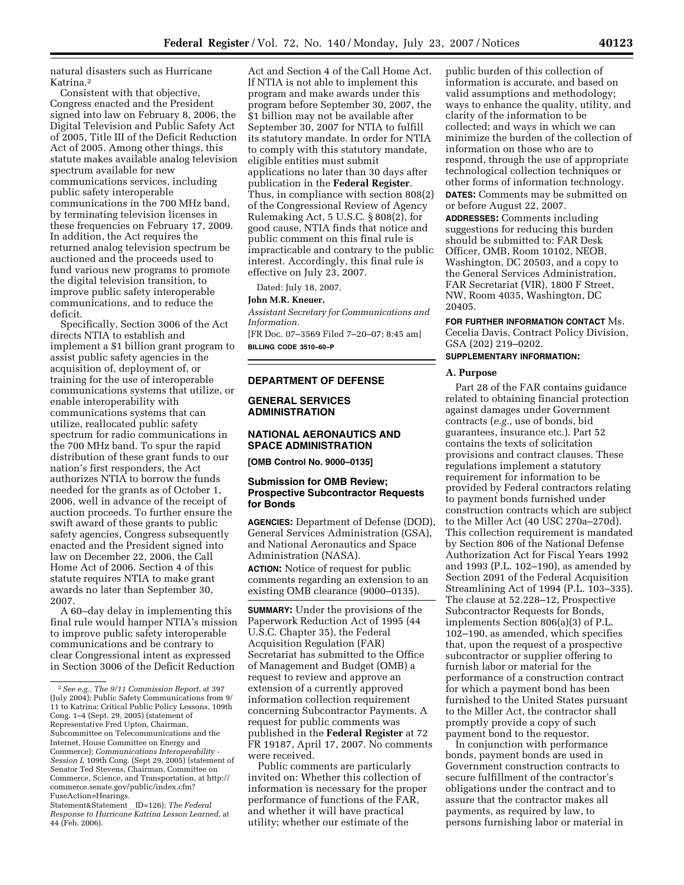natural disasters such as Hurricane Katrina.[2]

Consistent with that objective, Congress enacted and the President signed into law on February 8, 2006, the Digital Television and Public Safety Act of 2005, Title III of the Deficit Reduction Act of 2005. Among other things, this statute makes available analog television spectrum available for new communications services, including public safety interoperable communications in the 700 MHz band, by terminating television licenses in these frequencies on February 17, 2009. In addition, the Act requires the returned analog television spectrum be auctioned and the proceeds used to fund various new programs to promote the digital television transition, to improve public safety interoperable communications, and to reduce the deficit.

Specifically, Section 3006 of the Act directs NTIA to establish and implement a $1 billion grant program to assist public safety agencies in the acquisition of, deployment of, or training for the use of interoperable communications systems that utilize, or enable interoperability with communications systems that can utilize, reallocated public safety spectrum for radio communications in the 700 MHz band. To spur the rapid distribution of these grant funds to our nation's first responders, the Act authorizes NTIA to borrow the funds needed for the grants as of October 1, 2006, well in advance of the receipt of auction proceeds. To further ensure the swift award of these grants to public safety agencies, Congress subsequently enacted and the President signed into law on December 22, 2006, the Call Home Act of 2006. Section 4 of this statute requires NTIA to make grant awards no later than September 30, 2007.

A 60–day delay in implementing this final rule would hamper NTIA's mission to improve public safety interoperable communications and be contrary to clear Congressional intent as expressed in Section 3006 of the Deficit Reduction Act and Section 4 of the Call Home Act. If NTIA is not able to implement this program and make awards under this program before September 30, 2007, the $1 billion may not be available after September 30, 2007 for NTIA to fulfill its statutory mandate. In order for NTIA to comply with this statutory mandate, eligible entities must submit applications no later than 30 days after publication in the **Federal Register**. Thus, in compliance with section 808(2) of the Congressional Review of Agency Rulemaking Act, 5 U.S.C. § 808(2), for good cause, NTIA finds that notice and public comment on this final rule is impracticable and contrary to the public interest. Accordingly, this final rule is effective on July 23, 2007.

Dated: July 18, 2007.

**John M.R. Kneuer,**

*Assistant Secretary for Communications and Information.*

[FR Doc. 07–3569 Filed 7–20–07; 8:45 am]

**BILLING CODE 3510–60–P**

[2] *See e.g., The 9/11 Commission Report*, at 397 (July 2004); Public Safety Communications from 9/11 to Katrina: Critical Public Policy Lessons, 109th Cong. 1–4 (Sept. 29, 2005) (statement of Representative Fred Upton, Chairman, Subcommittee on Telecommunications and the Internet, House Committee on Energy and Commerce); *Communications Interoperability - Session I*, 109th Cong. (Sept 29, 2005) (statement of Senator Ted Stevens, Chairman, Committee on Commerce, Science, and Transportation, at http://commerce.senate.gov/public/index.cfm?FuseAction=Hearings.Statement&Statement__ID=126); *The Federal Response to Hurricane Katrina Lesson Learned*, at 44 (Feb. 2006).

## DEPARTMENT OF DEFENSE

## GENERAL SERVICES ADMINISTRATION

## NATIONAL AERONAUTICS AND SPACE ADMINISTRATION

**[OMB Control No. 9000–0135]**

### Submission for OMB Review; Prospective Subcontractor Requests for Bonds

**AGENCIES:** Department of Defense (DOD), General Services Administration (GSA), and National Aeronautics and Space Administration (NASA).

**ACTION:** Notice of request for public comments regarding an extension to an existing OMB clearance (9000–0135).

**SUMMARY:** Under the provisions of the Paperwork Reduction Act of 1995 (44 U.S.C. Chapter 35), the Federal Acquisition Regulation (FAR) Secretariat has submitted to the Office of Management and Budget (OMB) a request to review and approve an extension of a currently approved information collection requirement concerning Subcontractor Payments. A request for public comments was published in the **Federal Register** at 72 FR 19187, April 17, 2007. No comments were received.

Public comments are particularly invited on: Whether this collection of information is necessary for the proper performance of functions of the FAR, and whether it will have practical utility; whether our estimate of the public burden of this collection of information is accurate, and based on valid assumptions and methodology; ways to enhance the quality, utility, and clarity of the information to be collected; and ways in which we can minimize the burden of the collection of information on those who are to respond, through the use of appropriate technological collection techniques or other forms of information technology.

**DATES:** Comments may be submitted on or before August 22, 2007.

**ADDRESSES:** Comments including suggestions for reducing this burden should be submitted to: FAR Desk Officer, OMB, Room 10102, NEOB, Washington, DC 20503, and a copy to the General Services Administration, FAR Secretariat (VIR), 1800 F Street, NW, Room 4035, Washington, DC 20405.

**FOR FURTHER INFORMATION CONTACT** Ms. Cecelia Davis, Contract Policy Division, GSA (202) 219–0202.

**SUPPLEMENTARY INFORMATION:**

### A. Purpose

Part 28 of the FAR contains guidance related to obtaining financial protection against damages under Government contracts (*e.g.*, use of bonds, bid guarantees, insurance etc.). Part 52 contains the texts of solicitation provisions and contract clauses. These regulations implement a statutory requirement for information to be provided by Federal contractors relating to payment bonds furnished under construction contracts which are subject to the Miller Act (40 USC 270a–270d). This collection requirement is mandated by Section 806 of the National Defense Authorization Act for Fiscal Years 1992 and 1993 (P.L. 102–190), as amended by Section 2091 of the Federal Acquisition Streamlining Act of 1994 (P.L. 103–335). The clause at 52.228–12, Prospective Subcontractor Requests for Bonds, implements Section 806(a)(3) of P.L. 102–190, as amended, which specifies that, upon the request of a prospective subcontractor or supplier offering to furnish labor or material for the performance of a construction contract for which a payment bond has been furnished to the United States pursuant to the Miller Act, the contractor shall promptly provide a copy of such payment bond to the requestor.

In conjunction with performance bonds, payment bonds are used in Government construction contracts to secure fulfillment of the contractor's obligations under the contract and to assure that the contractor makes all payments, as required by law, to persons furnishing labor or material in